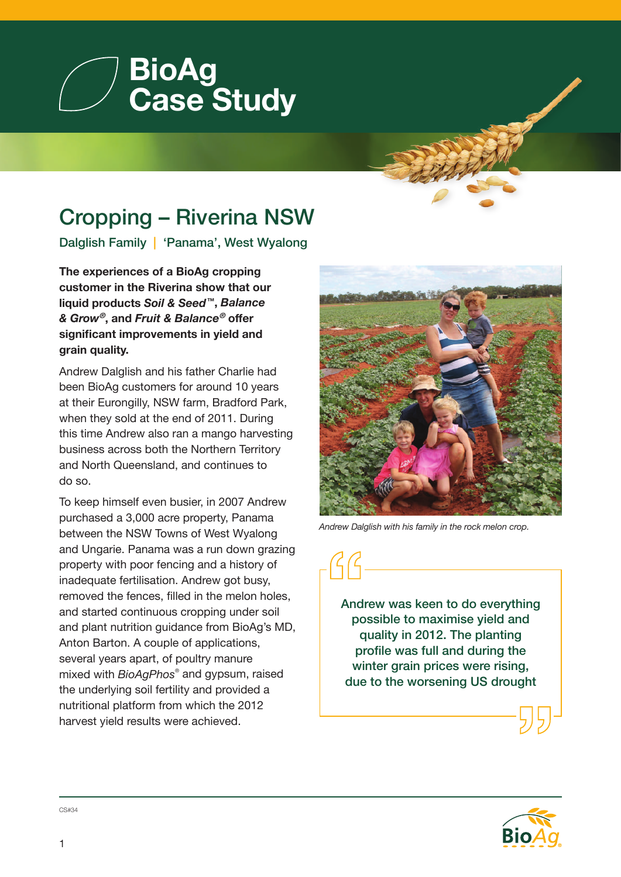# BioAg Case Study

## Cropping – Riverina NSW

Dalglish Family | 'Panama', West Wyalong

**The experiences of a BioAg cropping customer in the Riverina show that our liquid products *Soil & Seed*™, *Balance & Grow*®, and *Fruit & Balance*® offer significant improvements in yield and grain quality.**

Andrew Dalglish and his father Charlie had been BioAg customers for around 10 years at their Eurongilly, NSW farm, Bradford Park, when they sold at the end of 2011. During this time Andrew also ran a mango harvesting business across both the Northern Territory and North Queensland, and continues to do so.

To keep himself even busier, in 2007 Andrew purchased a 3,000 acre property, Panama between the NSW Towns of West Wyalong and Ungarie. Panama was a run down grazing property with poor fencing and a history of inadequate fertilisation. Andrew got busy, removed the fences, filled in the melon holes, and started continuous cropping under soil and plant nutrition guidance from BioAg's MD, Anton Barton. A couple of applications, several years apart, of poultry manure mixed with *BioAgPhos*® and gypsum, raised the underlying soil fertility and provided a nutritional platform from which the 2012 harvest yield results were achieved.

*Andrew Dalglish with his family in the rock melon crop.*

> Andrew was keen to do everything possible to maximise yield and quality in 2012. The planting profile was full and during the winter grain prices were rising, due to the worsening US drought

CS#34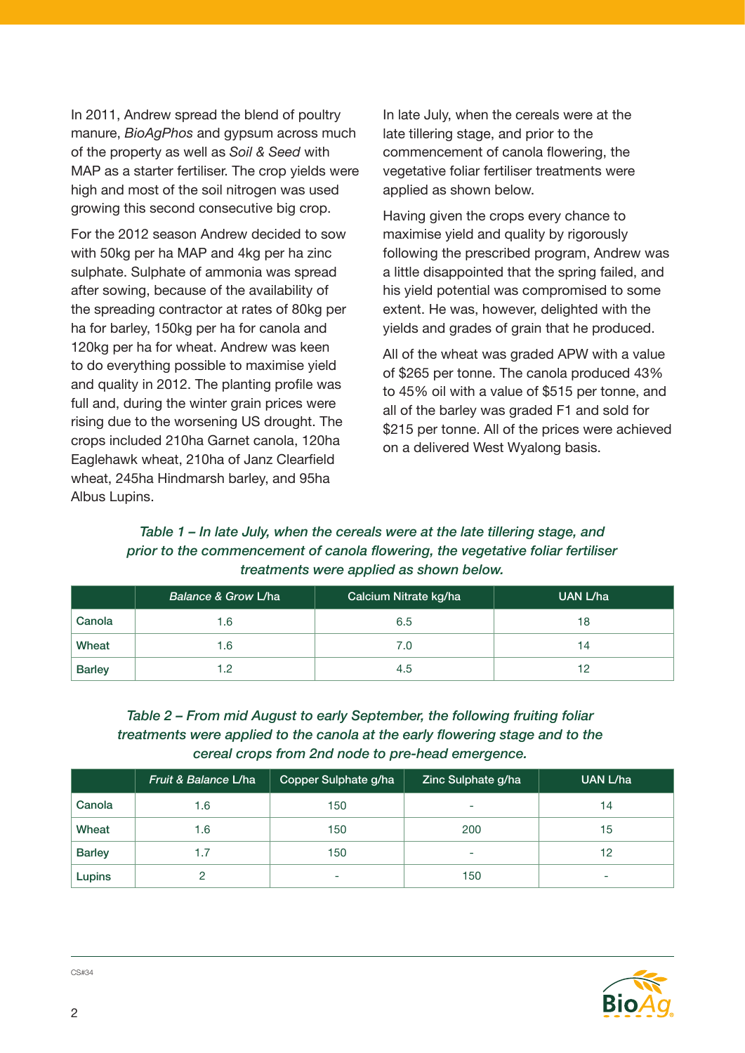In 2011, Andrew spread the blend of poultry manure, *BioAgPhos* and gypsum across much of the property as well as *Soil & Seed* with MAP as a starter fertiliser. The crop yields were high and most of the soil nitrogen was used growing this second consecutive big crop.

For the 2012 season Andrew decided to sow with 50kg per ha MAP and 4kg per ha zinc sulphate. Sulphate of ammonia was spread after sowing, because of the availability of the spreading contractor at rates of 80kg per ha for barley, 150kg per ha for canola and 120kg per ha for wheat. Andrew was keen to do everything possible to maximise yield and quality in 2012. The planting profile was full and, during the winter grain prices were rising due to the worsening US drought. The crops included 210ha Garnet canola, 120ha Eaglehawk wheat, 210ha of Janz Clearfield wheat, 245ha Hindmarsh barley, and 95ha Albus Lupins.

In late July, when the cereals were at the late tillering stage, and prior to the commencement of canola flowering, the vegetative foliar fertiliser treatments were applied as shown below.

Having given the crops every chance to maximise yield and quality by rigorously following the prescribed program, Andrew was a little disappointed that the spring failed, and his yield potential was compromised to some extent. He was, however, delighted with the yields and grades of grain that he produced.

All of the wheat was graded APW with a value of $265 per tonne. The canola produced 43% to 45% oil with a value of $515 per tonne, and all of the barley was graded F1 and sold for $215 per tonne. All of the prices were achieved on a delivered West Wyalong basis.

*Table 1 – In late July, when the cereals were at the late tillering stage, and prior to the commencement of canola flowering, the vegetative foliar fertiliser treatments were applied as shown below.*

| | *Balance & Grow* L/ha | Calcium Nitrate kg/ha | UAN L/ha |
|---|---|---|---|
| Canola | 1.6 | 6.5 | 18 |
| Wheat | 1.6 | 7.0 | 14 |
| Barley | 1.2 | 4.5 | 12 |

*Table 2 – From mid August to early September, the following fruiting foliar treatments were applied to the canola at the early flowering stage and to the cereal crops from 2nd node to pre-head emergence.*

| | *Fruit & Balance* L/ha | Copper Sulphate g/ha | Zinc Sulphate g/ha | UAN L/ha |
|---|---|---|---|---|
| Canola | 1.6 | 150 | - | 14 |
| Wheat | 1.6 | 150 | 200 | 15 |
| Barley | 1.7 | 150 | - | 12 |
| Lupins | 2 | - | 150 | - |

CS#34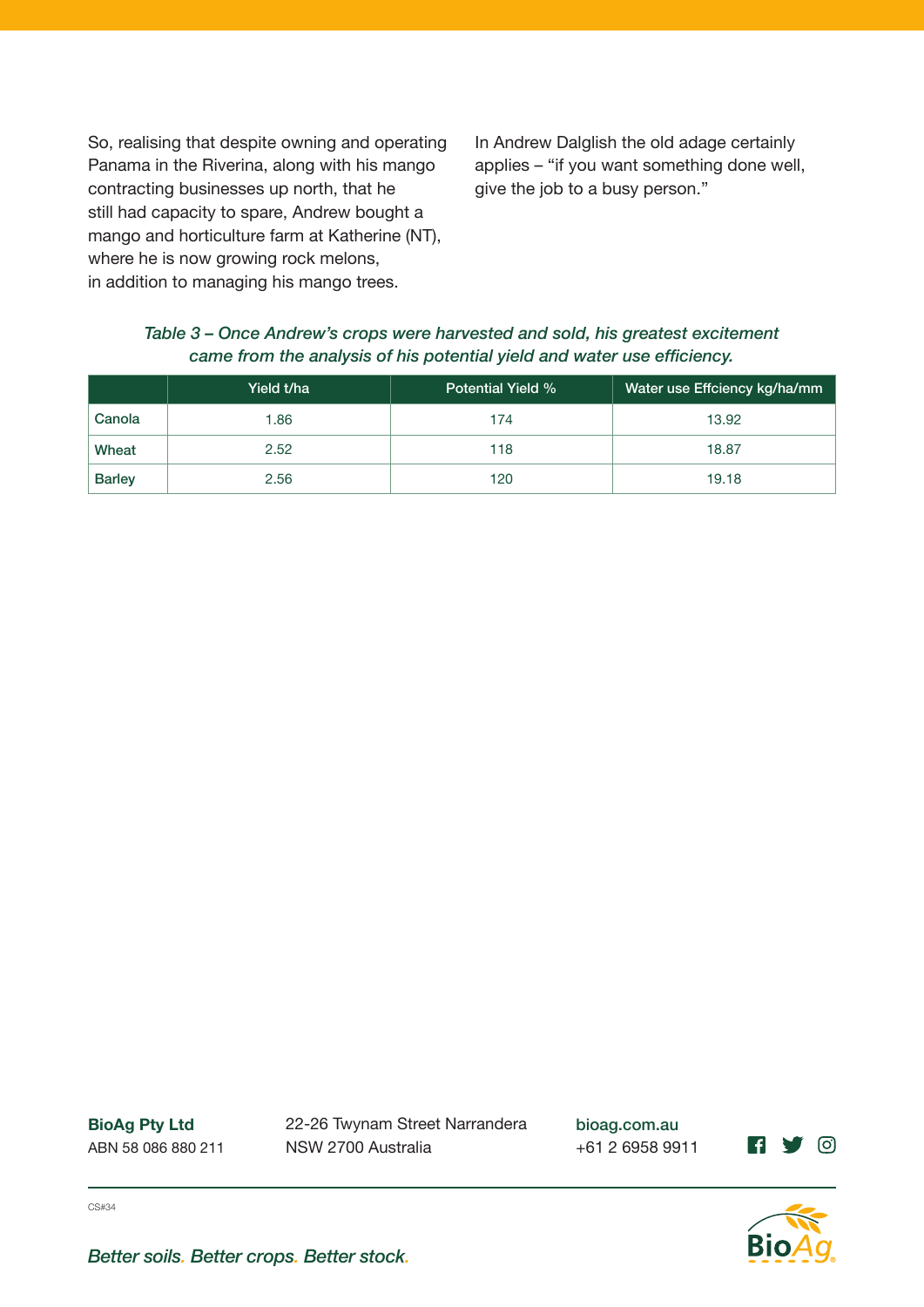So, realising that despite owning and operating Panama in the Riverina, along with his mango contracting businesses up north, that he still had capacity to spare, Andrew bought a mango and horticulture farm at Katherine (NT), where he is now growing rock melons, in addition to managing his mango trees.

In Andrew Dalglish the old adage certainly applies – "if you want something done well, give the job to a busy person."

*Table 3 – Once Andrew's crops were harvested and sold, his greatest excitement came from the analysis of his potential yield and water use efficiency.*

| | Yield t/ha | Potential Yield % | Water use Effciency kg/ha/mm |
|---|---|---|---|
| Canola | 1.86 | 174 | 13.92 |
| Wheat | 2.52 | 118 | 18.87 |
| Barley | 2.56 | 120 | 19.18 |

**BioAg Pty Ltd**
ABN 58 086 880 211

22-26 Twynam Street Narrandera
NSW 2700 Australia

**bioag.com.au**
+61 2 6958 9911

CS#34

*Better soils. Better crops. Better stock.*